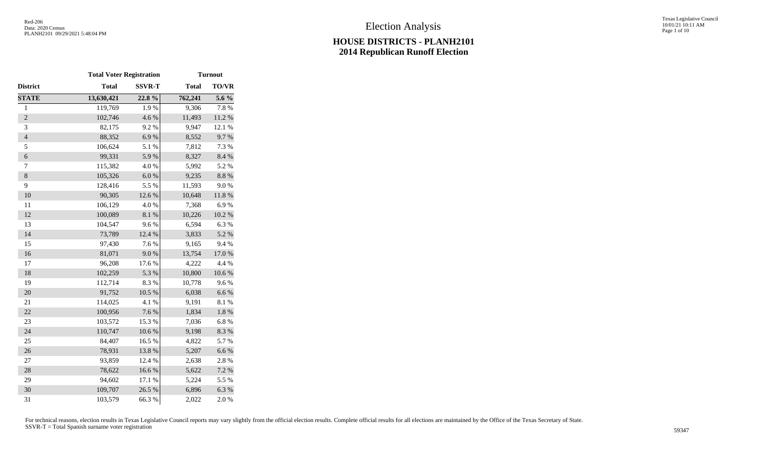Red-206
Data: 2020 Census
PLANH2101 09/29/2021 5:48:04 PM

# Election Analysis

## HOUSE DISTRICTS - PLANH2101
## 2014 Republican Runoff Election

| | Total Voter Registration | | Turnout | |
|---|---|---|---|---|
| **District** | **Total** | **SSVR-T** | **Total** | **TO/VR** |
| **STATE** | **13,630,421** | **22.8 %** | **762,241** | **5.6 %** |
| 1 | 119,769 | 1.9 % | 9,306 | 7.8 % |
| 2 | 102,746 | 4.6 % | 11,493 | 11.2 % |
| 3 | 82,175 | 9.2 % | 9,947 | 12.1 % |
| 4 | 88,352 | 6.9 % | 8,552 | 9.7 % |
| 5 | 106,624 | 5.1 % | 7,812 | 7.3 % |
| 6 | 99,331 | 5.9 % | 8,327 | 8.4 % |
| 7 | 115,382 | 4.0 % | 5,992 | 5.2 % |
| 8 | 105,326 | 6.0 % | 9,235 | 8.8 % |
| 9 | 128,416 | 5.5 % | 11,593 | 9.0 % |
| 10 | 90,305 | 12.6 % | 10,648 | 11.8 % |
| 11 | 106,129 | 4.0 % | 7,368 | 6.9 % |
| 12 | 100,089 | 8.1 % | 10,226 | 10.2 % |
| 13 | 104,547 | 9.6 % | 6,594 | 6.3 % |
| 14 | 73,789 | 12.4 % | 3,833 | 5.2 % |
| 15 | 97,430 | 7.6 % | 9,165 | 9.4 % |
| 16 | 81,071 | 9.0 % | 13,754 | 17.0 % |
| 17 | 96,208 | 17.6 % | 4,222 | 4.4 % |
| 18 | 102,259 | 5.3 % | 10,800 | 10.6 % |
| 19 | 112,714 | 8.3 % | 10,778 | 9.6 % |
| 20 | 91,752 | 10.5 % | 6,038 | 6.6 % |
| 21 | 114,025 | 4.1 % | 9,191 | 8.1 % |
| 22 | 100,956 | 7.6 % | 1,834 | 1.8 % |
| 23 | 103,572 | 15.3 % | 7,036 | 6.8 % |
| 24 | 110,747 | 10.6 % | 9,198 | 8.3 % |
| 25 | 84,407 | 16.5 % | 4,822 | 5.7 % |
| 26 | 78,931 | 13.8 % | 5,207 | 6.6 % |
| 27 | 93,859 | 12.4 % | 2,638 | 2.8 % |
| 28 | 78,622 | 16.6 % | 5,622 | 7.2 % |
| 29 | 94,602 | 17.1 % | 5,224 | 5.5 % |
| 30 | 109,707 | 26.5 % | 6,896 | 6.3 % |
| 31 | 103,579 | 66.3 % | 2,022 | 2.0 % |

For technical reasons, election results in Texas Legislative Council reports may vary slightly from the official election results. Complete official results for all elections are maintained by the Office of the Texas Secretary of State.
SSVR-T = Total Spanish surname voter registration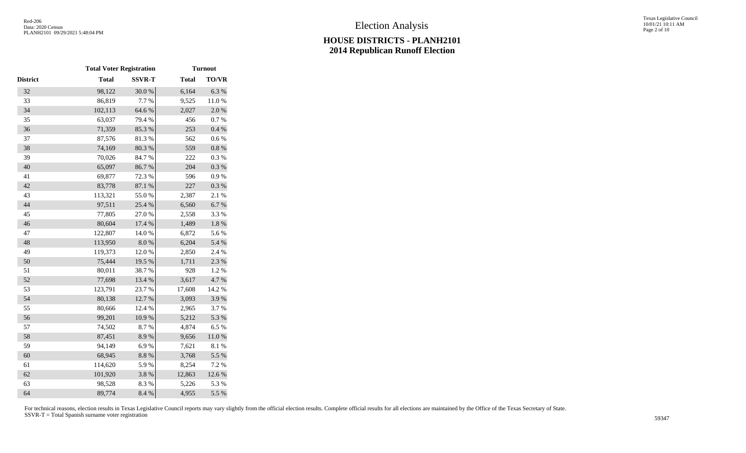# Election Analysis

## HOUSE DISTRICTS - PLANH2101
## 2014 Republican Runoff Election

| | Total Voter Registration | | Turnout | |
|---|---|---|---|---|
| District | Total | SSVR-T | Total | TO/VR |
| 32 | 98,122 | 30.0 % | 6,164 | 6.3 % |
| 33 | 86,819 | 7.7 % | 9,525 | 11.0 % |
| 34 | 102,113 | 64.6 % | 2,027 | 2.0 % |
| 35 | 63,037 | 79.4 % | 456 | 0.7 % |
| 36 | 71,359 | 85.3 % | 253 | 0.4 % |
| 37 | 87,576 | 81.3 % | 562 | 0.6 % |
| 38 | 74,169 | 80.3 % | 559 | 0.8 % |
| 39 | 70,026 | 84.7 % | 222 | 0.3 % |
| 40 | 65,097 | 86.7 % | 204 | 0.3 % |
| 41 | 69,877 | 72.3 % | 596 | 0.9 % |
| 42 | 83,778 | 87.1 % | 227 | 0.3 % |
| 43 | 113,321 | 55.0 % | 2,387 | 2.1 % |
| 44 | 97,511 | 25.4 % | 6,560 | 6.7 % |
| 45 | 77,805 | 27.0 % | 2,558 | 3.3 % |
| 46 | 80,604 | 17.4 % | 1,489 | 1.8 % |
| 47 | 122,807 | 14.0 % | 6,872 | 5.6 % |
| 48 | 113,950 | 8.0 % | 6,204 | 5.4 % |
| 49 | 119,373 | 12.0 % | 2,850 | 2.4 % |
| 50 | 75,444 | 19.5 % | 1,711 | 2.3 % |
| 51 | 80,011 | 38.7 % | 928 | 1.2 % |
| 52 | 77,698 | 13.4 % | 3,617 | 4.7 % |
| 53 | 123,791 | 23.7 % | 17,608 | 14.2 % |
| 54 | 80,138 | 12.7 % | 3,093 | 3.9 % |
| 55 | 80,666 | 12.4 % | 2,965 | 3.7 % |
| 56 | 99,201 | 10.9 % | 5,212 | 5.3 % |
| 57 | 74,502 | 8.7 % | 4,874 | 6.5 % |
| 58 | 87,451 | 8.9 % | 9,656 | 11.0 % |
| 59 | 94,149 | 6.9 % | 7,621 | 8.1 % |
| 60 | 68,945 | 8.8 % | 3,768 | 5.5 % |
| 61 | 114,620 | 5.9 % | 8,254 | 7.2 % |
| 62 | 101,920 | 3.8 % | 12,863 | 12.6 % |
| 63 | 98,528 | 8.3 % | 5,226 | 5.3 % |
| 64 | 89,774 | 8.4 % | 4,955 | 5.5 % |

For technical reasons, election results in Texas Legislative Council reports may vary slightly from the official election results. Complete official results for all elections are maintained by the Office of the Texas Secretary of State.
SSVR-T = Total Spanish surname voter registration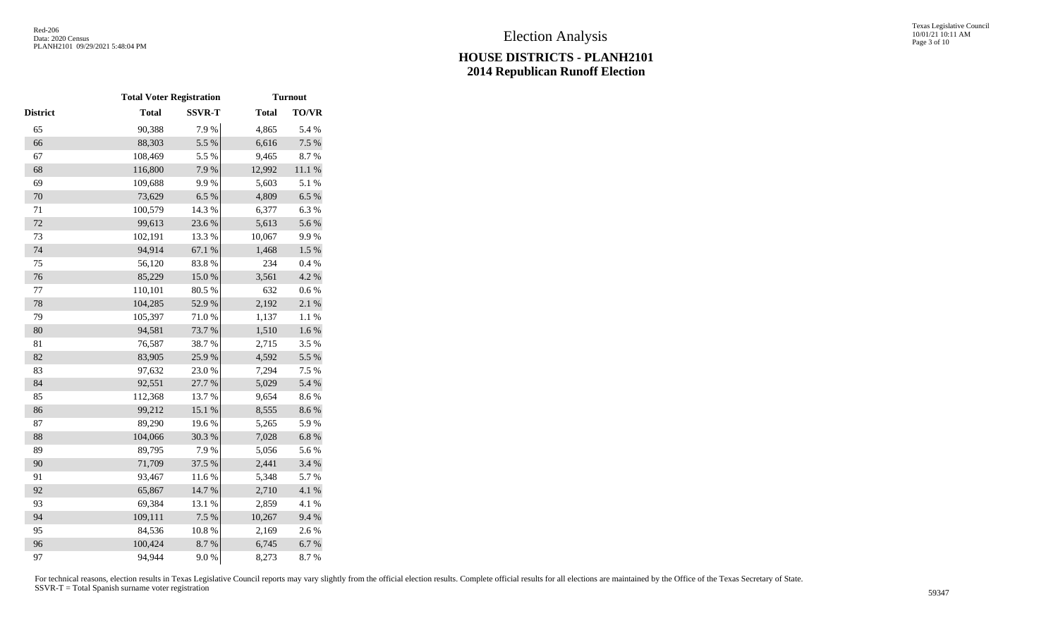# Election Analysis

## HOUSE DISTRICTS - PLANH2101
## 2014 Republican Runoff Election

| | Total Voter Registration | | Turnout | |
|---|---|---|---|---|
| District | Total | SSVR-T | Total | TO/VR |
| 65 | 90,388 | 7.9 % | 4,865 | 5.4 % |
| 66 | 88,303 | 5.5 % | 6,616 | 7.5 % |
| 67 | 108,469 | 5.5 % | 9,465 | 8.7 % |
| 68 | 116,800 | 7.9 % | 12,992 | 11.1 % |
| 69 | 109,688 | 9.9 % | 5,603 | 5.1 % |
| 70 | 73,629 | 6.5 % | 4,809 | 6.5 % |
| 71 | 100,579 | 14.3 % | 6,377 | 6.3 % |
| 72 | 99,613 | 23.6 % | 5,613 | 5.6 % |
| 73 | 102,191 | 13.3 % | 10,067 | 9.9 % |
| 74 | 94,914 | 67.1 % | 1,468 | 1.5 % |
| 75 | 56,120 | 83.8 % | 234 | 0.4 % |
| 76 | 85,229 | 15.0 % | 3,561 | 4.2 % |
| 77 | 110,101 | 80.5 % | 632 | 0.6 % |
| 78 | 104,285 | 52.9 % | 2,192 | 2.1 % |
| 79 | 105,397 | 71.0 % | 1,137 | 1.1 % |
| 80 | 94,581 | 73.7 % | 1,510 | 1.6 % |
| 81 | 76,587 | 38.7 % | 2,715 | 3.5 % |
| 82 | 83,905 | 25.9 % | 4,592 | 5.5 % |
| 83 | 97,632 | 23.0 % | 7,294 | 7.5 % |
| 84 | 92,551 | 27.7 % | 5,029 | 5.4 % |
| 85 | 112,368 | 13.7 % | 9,654 | 8.6 % |
| 86 | 99,212 | 15.1 % | 8,555 | 8.6 % |
| 87 | 89,290 | 19.6 % | 5,265 | 5.9 % |
| 88 | 104,066 | 30.3 % | 7,028 | 6.8 % |
| 89 | 89,795 | 7.9 % | 5,056 | 5.6 % |
| 90 | 71,709 | 37.5 % | 2,441 | 3.4 % |
| 91 | 93,467 | 11.6 % | 5,348 | 5.7 % |
| 92 | 65,867 | 14.7 % | 2,710 | 4.1 % |
| 93 | 69,384 | 13.1 % | 2,859 | 4.1 % |
| 94 | 109,111 | 7.5 % | 10,267 | 9.4 % |
| 95 | 84,536 | 10.8 % | 2,169 | 2.6 % |
| 96 | 100,424 | 8.7 % | 6,745 | 6.7 % |
| 97 | 94,944 | 9.0 % | 8,273 | 8.7 % |

For technical reasons, election results in Texas Legislative Council reports may vary slightly from the official election results. Complete official results for all elections are maintained by the Office of the Texas Secretary of State.
SSVR-T = Total Spanish surname voter registration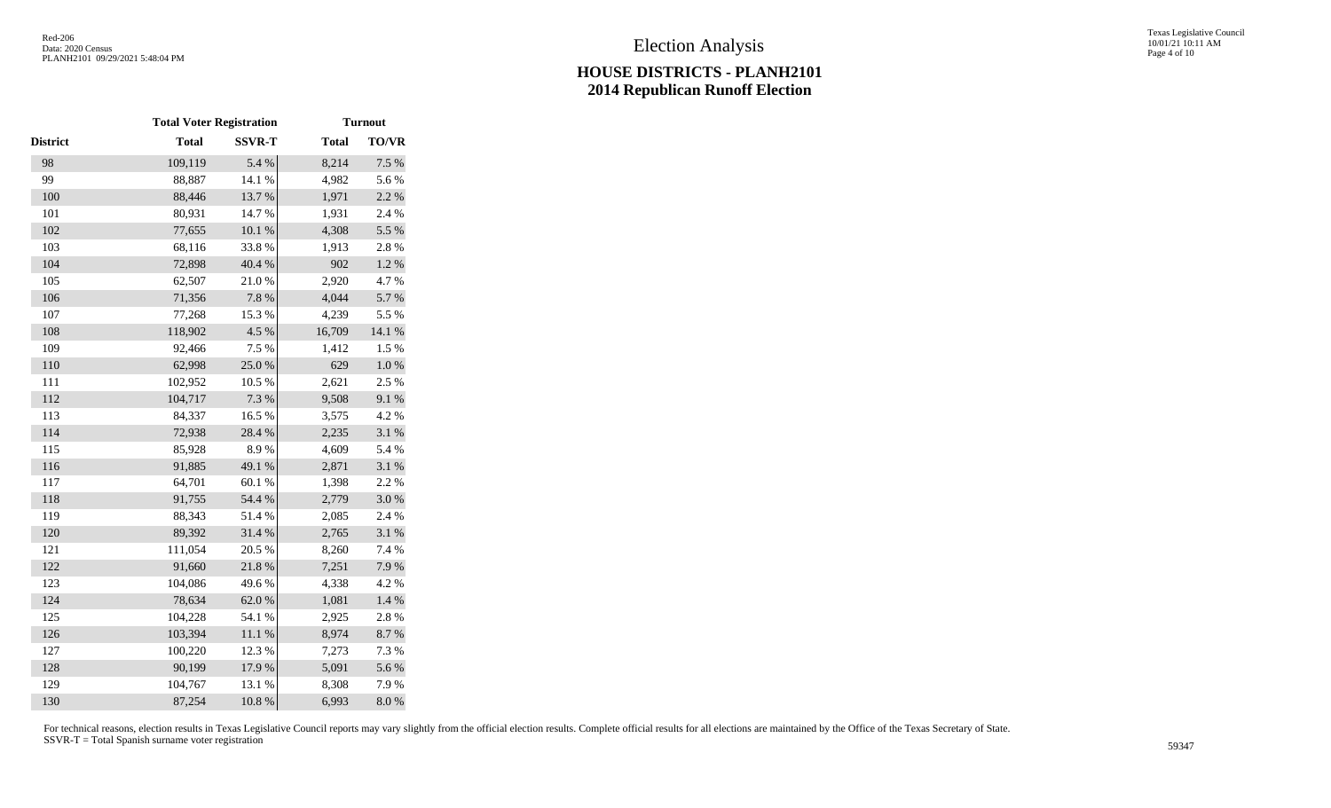# Election Analysis

## HOUSE DISTRICTS - PLANH2101
## 2014 Republican Runoff Election

| | Total Voter Registration | | Turnout | |
|---|---|---|---|---|
| District | Total | SSVR-T | Total | TO/VR |
| 98 | 109,119 | 5.4 % | 8,214 | 7.5 % |
| 99 | 88,887 | 14.1 % | 4,982 | 5.6 % |
| 100 | 88,446 | 13.7 % | 1,971 | 2.2 % |
| 101 | 80,931 | 14.7 % | 1,931 | 2.4 % |
| 102 | 77,655 | 10.1 % | 4,308 | 5.5 % |
| 103 | 68,116 | 33.8 % | 1,913 | 2.8 % |
| 104 | 72,898 | 40.4 % | 902 | 1.2 % |
| 105 | 62,507 | 21.0 % | 2,920 | 4.7 % |
| 106 | 71,356 | 7.8 % | 4,044 | 5.7 % |
| 107 | 77,268 | 15.3 % | 4,239 | 5.5 % |
| 108 | 118,902 | 4.5 % | 16,709 | 14.1 % |
| 109 | 92,466 | 7.5 % | 1,412 | 1.5 % |
| 110 | 62,998 | 25.0 % | 629 | 1.0 % |
| 111 | 102,952 | 10.5 % | 2,621 | 2.5 % |
| 112 | 104,717 | 7.3 % | 9,508 | 9.1 % |
| 113 | 84,337 | 16.5 % | 3,575 | 4.2 % |
| 114 | 72,938 | 28.4 % | 2,235 | 3.1 % |
| 115 | 85,928 | 8.9 % | 4,609 | 5.4 % |
| 116 | 91,885 | 49.1 % | 2,871 | 3.1 % |
| 117 | 64,701 | 60.1 % | 1,398 | 2.2 % |
| 118 | 91,755 | 54.4 % | 2,779 | 3.0 % |
| 119 | 88,343 | 51.4 % | 2,085 | 2.4 % |
| 120 | 89,392 | 31.4 % | 2,765 | 3.1 % |
| 121 | 111,054 | 20.5 % | 8,260 | 7.4 % |
| 122 | 91,660 | 21.8 % | 7,251 | 7.9 % |
| 123 | 104,086 | 49.6 % | 4,338 | 4.2 % |
| 124 | 78,634 | 62.0 % | 1,081 | 1.4 % |
| 125 | 104,228 | 54.1 % | 2,925 | 2.8 % |
| 126 | 103,394 | 11.1 % | 8,974 | 8.7 % |
| 127 | 100,220 | 12.3 % | 7,273 | 7.3 % |
| 128 | 90,199 | 17.9 % | 5,091 | 5.6 % |
| 129 | 104,767 | 13.1 % | 8,308 | 7.9 % |
| 130 | 87,254 | 10.8 % | 6,993 | 8.0 % |

For technical reasons, election results in Texas Legislative Council reports may vary slightly from the official election results. Complete official results for all elections are maintained by the Office of the Texas Secretary of State.
SSVR-T = Total Spanish surname voter registration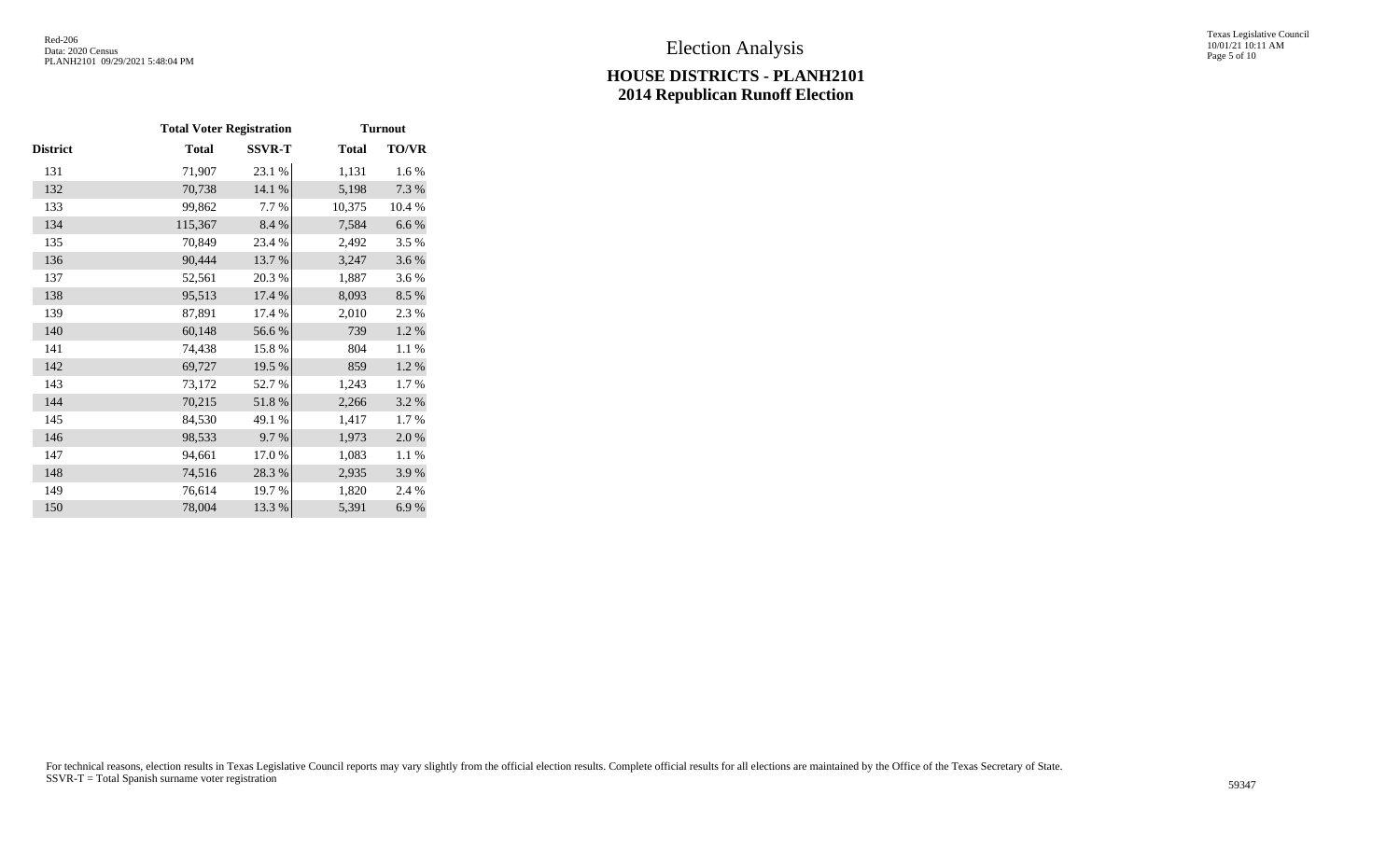# Election Analysis

## HOUSE DISTRICTS - PLANH2101
## 2014 Republican Runoff Election

| | Total Voter Registration | | Turnout | |
|---|---|---|---|---|
| District | Total | SSVR-T | Total | TO/VR |
| 131 | 71,907 | 23.1 % | 1,131 | 1.6 % |
| 132 | 70,738 | 14.1 % | 5,198 | 7.3 % |
| 133 | 99,862 | 7.7 % | 10,375 | 10.4 % |
| 134 | 115,367 | 8.4 % | 7,584 | 6.6 % |
| 135 | 70,849 | 23.4 % | 2,492 | 3.5 % |
| 136 | 90,444 | 13.7 % | 3,247 | 3.6 % |
| 137 | 52,561 | 20.3 % | 1,887 | 3.6 % |
| 138 | 95,513 | 17.4 % | 8,093 | 8.5 % |
| 139 | 87,891 | 17.4 % | 2,010 | 2.3 % |
| 140 | 60,148 | 56.6 % | 739 | 1.2 % |
| 141 | 74,438 | 15.8 % | 804 | 1.1 % |
| 142 | 69,727 | 19.5 % | 859 | 1.2 % |
| 143 | 73,172 | 52.7 % | 1,243 | 1.7 % |
| 144 | 70,215 | 51.8 % | 2,266 | 3.2 % |
| 145 | 84,530 | 49.1 % | 1,417 | 1.7 % |
| 146 | 98,533 | 9.7 % | 1,973 | 2.0 % |
| 147 | 94,661 | 17.0 % | 1,083 | 1.1 % |
| 148 | 74,516 | 28.3 % | 2,935 | 3.9 % |
| 149 | 76,614 | 19.7 % | 1,820 | 2.4 % |
| 150 | 78,004 | 13.3 % | 5,391 | 6.9 % |

For technical reasons, election results in Texas Legislative Council reports may vary slightly from the official election results. Complete official results for all elections are maintained by the Office of the Texas Secretary of State.
SSVR-T = Total Spanish surname voter registration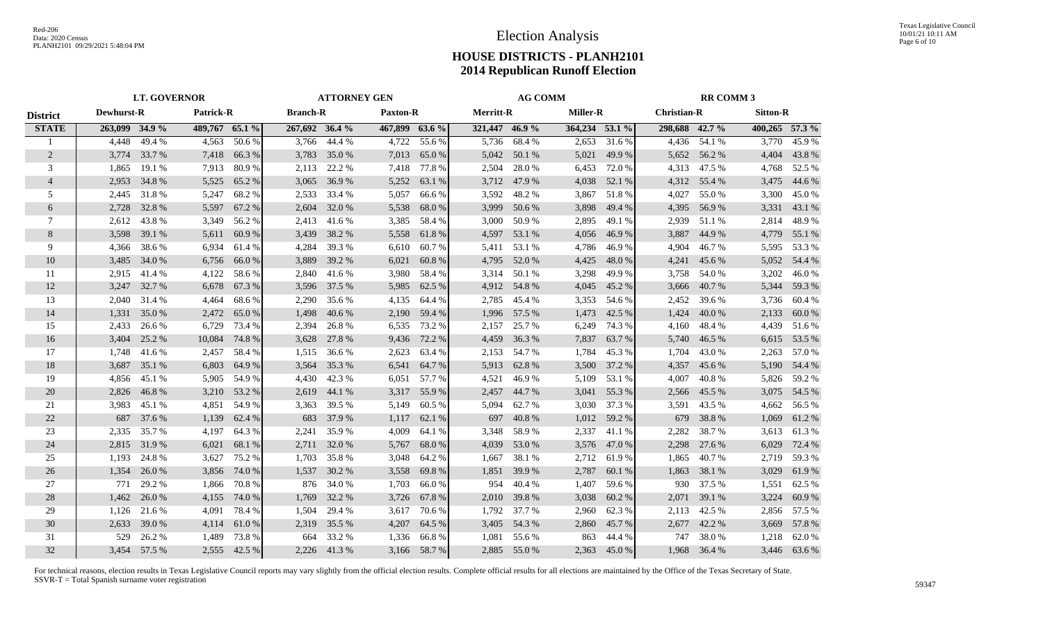Red-206
Data: 2020 Census
PLANH2101 09/29/2021 5:48:04 PM

# Election Analysis

## HOUSE DISTRICTS - PLANH2101
## 2014 Republican Runoff Election

| | LT. GOVERNOR | | | | ATTORNEY GEN | | | | AG COMM | | | | RR COMM 3 | | | |
|---|---|---|---|---|---|---|---|---|---|---|---|---|---|---|---|---|
| **District** | **Dewhurst-R** | | **Patrick-R** | | **Branch-R** | | **Paxton-R** | | **Merritt-R** | | **Miller-R** | | **Christian-R** | | **Sitton-R** | |
| **STATE** | **263,099** | **34.9 %** | **489,767** | **65.1 %** | **267,692** | **36.4 %** | **467,899** | **63.6 %** | **321,447** | **46.9 %** | **364,234** | **53.1 %** | **298,688** | **42.7 %** | **400,265** | **57.3 %** |
| 1 | 4,448 | 49.4 % | 4,563 | 50.6 % | 3,766 | 44.4 % | 4,722 | 55.6 % | 5,736 | 68.4 % | 2,653 | 31.6 % | 4,436 | 54.1 % | 3,770 | 45.9 % |
| 2 | 3,774 | 33.7 % | 7,418 | 66.3 % | 3,783 | 35.0 % | 7,013 | 65.0 % | 5,042 | 50.1 % | 5,021 | 49.9 % | 5,652 | 56.2 % | 4,404 | 43.8 % |
| 3 | 1,865 | 19.1 % | 7,913 | 80.9 % | 2,113 | 22.2 % | 7,418 | 77.8 % | 2,504 | 28.0 % | 6,453 | 72.0 % | 4,313 | 47.5 % | 4,768 | 52.5 % |
| 4 | 2,953 | 34.8 % | 5,525 | 65.2 % | 3,065 | 36.9 % | 5,252 | 63.1 % | 3,712 | 47.9 % | 4,038 | 52.1 % | 4,312 | 55.4 % | 3,475 | 44.6 % |
| 5 | 2,445 | 31.8 % | 5,247 | 68.2 % | 2,533 | 33.4 % | 5,057 | 66.6 % | 3,592 | 48.2 % | 3,867 | 51.8 % | 4,027 | 55.0 % | 3,300 | 45.0 % |
| 6 | 2,728 | 32.8 % | 5,597 | 67.2 % | 2,604 | 32.0 % | 5,538 | 68.0 % | 3,999 | 50.6 % | 3,898 | 49.4 % | 4,395 | 56.9 % | 3,331 | 43.1 % |
| 7 | 2,612 | 43.8 % | 3,349 | 56.2 % | 2,413 | 41.6 % | 3,385 | 58.4 % | 3,000 | 50.9 % | 2,895 | 49.1 % | 2,939 | 51.1 % | 2,814 | 48.9 % |
| 8 | 3,598 | 39.1 % | 5,611 | 60.9 % | 3,439 | 38.2 % | 5,558 | 61.8 % | 4,597 | 53.1 % | 4,056 | 46.9 % | 3,887 | 44.9 % | 4,779 | 55.1 % |
| 9 | 4,366 | 38.6 % | 6,934 | 61.4 % | 4,284 | 39.3 % | 6,610 | 60.7 % | 5,411 | 53.1 % | 4,786 | 46.9 % | 4,904 | 46.7 % | 5,595 | 53.3 % |
| 10 | 3,485 | 34.0 % | 6,756 | 66.0 % | 3,889 | 39.2 % | 6,021 | 60.8 % | 4,795 | 52.0 % | 4,425 | 48.0 % | 4,241 | 45.6 % | 5,052 | 54.4 % |
| 11 | 2,915 | 41.4 % | 4,122 | 58.6 % | 2,840 | 41.6 % | 3,980 | 58.4 % | 3,314 | 50.1 % | 3,298 | 49.9 % | 3,758 | 54.0 % | 3,202 | 46.0 % |
| 12 | 3,247 | 32.7 % | 6,678 | 67.3 % | 3,596 | 37.5 % | 5,985 | 62.5 % | 4,912 | 54.8 % | 4,045 | 45.2 % | 3,666 | 40.7 % | 5,344 | 59.3 % |
| 13 | 2,040 | 31.4 % | 4,464 | 68.6 % | 2,290 | 35.6 % | 4,135 | 64.4 % | 2,785 | 45.4 % | 3,353 | 54.6 % | 2,452 | 39.6 % | 3,736 | 60.4 % |
| 14 | 1,331 | 35.0 % | 2,472 | 65.0 % | 1,498 | 40.6 % | 2,190 | 59.4 % | 1,996 | 57.5 % | 1,473 | 42.5 % | 1,424 | 40.0 % | 2,133 | 60.0 % |
| 15 | 2,433 | 26.6 % | 6,729 | 73.4 % | 2,394 | 26.8 % | 6,535 | 73.2 % | 2,157 | 25.7 % | 6,249 | 74.3 % | 4,160 | 48.4 % | 4,439 | 51.6 % |
| 16 | 3,404 | 25.2 % | 10,084 | 74.8 % | 3,628 | 27.8 % | 9,436 | 72.2 % | 4,459 | 36.3 % | 7,837 | 63.7 % | 5,740 | 46.5 % | 6,615 | 53.5 % |
| 17 | 1,748 | 41.6 % | 2,457 | 58.4 % | 1,515 | 36.6 % | 2,623 | 63.4 % | 2,153 | 54.7 % | 1,784 | 45.3 % | 1,704 | 43.0 % | 2,263 | 57.0 % |
| 18 | 3,687 | 35.1 % | 6,803 | 64.9 % | 3,564 | 35.3 % | 6,541 | 64.7 % | 5,913 | 62.8 % | 3,500 | 37.2 % | 4,357 | 45.6 % | 5,190 | 54.4 % |
| 19 | 4,856 | 45.1 % | 5,905 | 54.9 % | 4,430 | 42.3 % | 6,051 | 57.7 % | 4,521 | 46.9 % | 5,109 | 53.1 % | 4,007 | 40.8 % | 5,826 | 59.2 % |
| 20 | 2,826 | 46.8 % | 3,210 | 53.2 % | 2,619 | 44.1 % | 3,317 | 55.9 % | 2,457 | 44.7 % | 3,041 | 55.3 % | 2,566 | 45.5 % | 3,075 | 54.5 % |
| 21 | 3,983 | 45.1 % | 4,851 | 54.9 % | 3,363 | 39.5 % | 5,149 | 60.5 % | 5,094 | 62.7 % | 3,030 | 37.3 % | 3,591 | 43.5 % | 4,662 | 56.5 % |
| 22 | 687 | 37.6 % | 1,139 | 62.4 % | 683 | 37.9 % | 1,117 | 62.1 % | 697 | 40.8 % | 1,012 | 59.2 % | 679 | 38.8 % | 1,069 | 61.2 % |
| 23 | 2,335 | 35.7 % | 4,197 | 64.3 % | 2,241 | 35.9 % | 4,009 | 64.1 % | 3,348 | 58.9 % | 2,337 | 41.1 % | 2,282 | 38.7 % | 3,613 | 61.3 % |
| 24 | 2,815 | 31.9 % | 6,021 | 68.1 % | 2,711 | 32.0 % | 5,767 | 68.0 % | 4,039 | 53.0 % | 3,576 | 47.0 % | 2,298 | 27.6 % | 6,029 | 72.4 % |
| 25 | 1,193 | 24.8 % | 3,627 | 75.2 % | 1,703 | 35.8 % | 3,048 | 64.2 % | 1,667 | 38.1 % | 2,712 | 61.9 % | 1,865 | 40.7 % | 2,719 | 59.3 % |
| 26 | 1,354 | 26.0 % | 3,856 | 74.0 % | 1,537 | 30.2 % | 3,558 | 69.8 % | 1,851 | 39.9 % | 2,787 | 60.1 % | 1,863 | 38.1 % | 3,029 | 61.9 % |
| 27 | 771 | 29.2 % | 1,866 | 70.8 % | 876 | 34.0 % | 1,703 | 66.0 % | 954 | 40.4 % | 1,407 | 59.6 % | 930 | 37.5 % | 1,551 | 62.5 % |
| 28 | 1,462 | 26.0 % | 4,155 | 74.0 % | 1,769 | 32.2 % | 3,726 | 67.8 % | 2,010 | 39.8 % | 3,038 | 60.2 % | 2,071 | 39.1 % | 3,224 | 60.9 % |
| 29 | 1,126 | 21.6 % | 4,091 | 78.4 % | 1,504 | 29.4 % | 3,617 | 70.6 % | 1,792 | 37.7 % | 2,960 | 62.3 % | 2,113 | 42.5 % | 2,856 | 57.5 % |
| 30 | 2,633 | 39.0 % | 4,114 | 61.0 % | 2,319 | 35.5 % | 4,207 | 64.5 % | 3,405 | 54.3 % | 2,860 | 45.7 % | 2,677 | 42.2 % | 3,669 | 57.8 % |
| 31 | 529 | 26.2 % | 1,489 | 73.8 % | 664 | 33.2 % | 1,336 | 66.8 % | 1,081 | 55.6 % | 863 | 44.4 % | 747 | 38.0 % | 1,218 | 62.0 % |
| 32 | 3,454 | 57.5 % | 2,555 | 42.5 % | 2,226 | 41.3 % | 3,166 | 58.7 % | 2,885 | 55.0 % | 2,363 | 45.0 % | 1,968 | 36.4 % | 3,446 | 63.6 % |

For technical reasons, election results in Texas Legislative Council reports may vary slightly from the official election results. Complete official results for all elections are maintained by the Office of the Texas Secretary of State.
SSVR-T = Total Spanish surname voter registration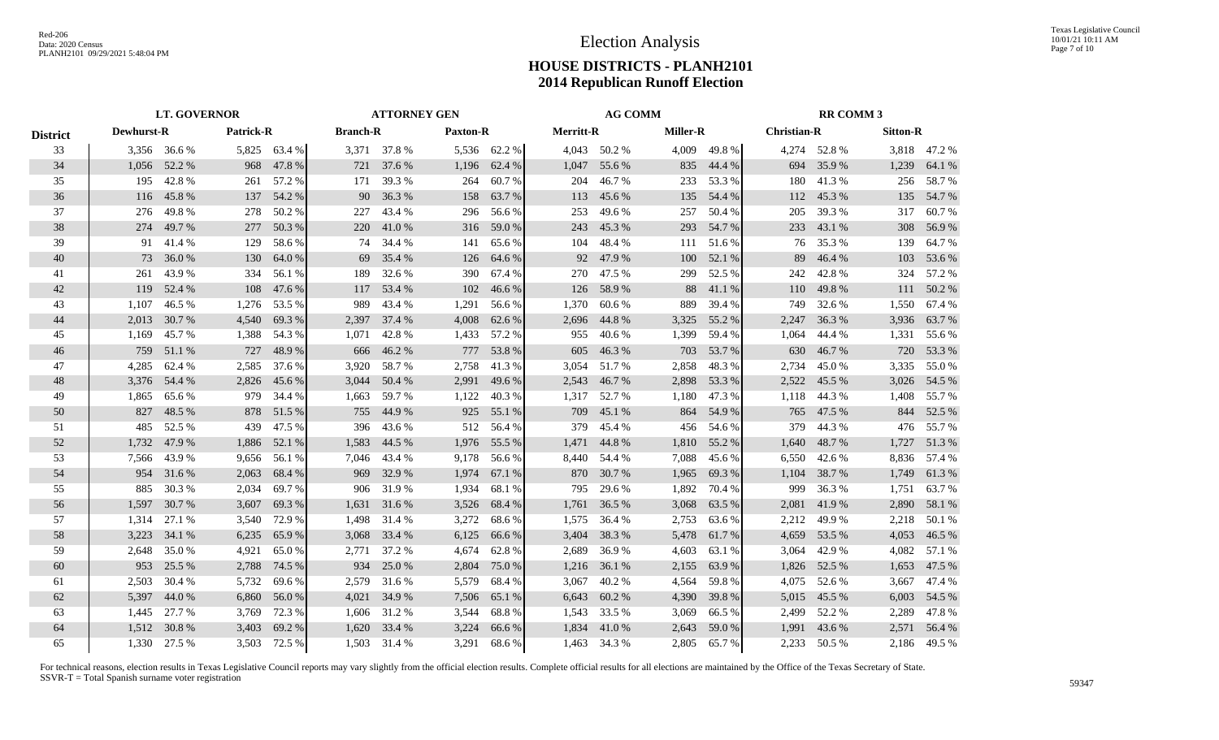# Election Analysis

## HOUSE DISTRICTS - PLANH2101
## 2014 Republican Runoff Election

| District | LT. GOVERNOR | | | | ATTORNEY GEN | | | | AG COMM | | | | RR COMM 3 | | | |
|---|---|---|---|---|---|---|---|---|---|---|---|---|---|---|---|---|
| | Dewhurst-R | | Patrick-R | | Branch-R | | Paxton-R | | Merritt-R | | Miller-R | | Christian-R | | Sitton-R | |
| 33 | 3,356 | 36.6 % | 5,825 | 63.4 % | 3,371 | 37.8 % | 5,536 | 62.2 % | 4,043 | 50.2 % | 4,009 | 49.8 % | 4,274 | 52.8 % | 3,818 | 47.2 % |
| 34 | 1,056 | 52.2 % | 968 | 47.8 % | 721 | 37.6 % | 1,196 | 62.4 % | 1,047 | 55.6 % | 835 | 44.4 % | 694 | 35.9 % | 1,239 | 64.1 % |
| 35 | 195 | 42.8 % | 261 | 57.2 % | 171 | 39.3 % | 264 | 60.7 % | 204 | 46.7 % | 233 | 53.3 % | 180 | 41.3 % | 256 | 58.7 % |
| 36 | 116 | 45.8 % | 137 | 54.2 % | 90 | 36.3 % | 158 | 63.7 % | 113 | 45.6 % | 135 | 54.4 % | 112 | 45.3 % | 135 | 54.7 % |
| 37 | 276 | 49.8 % | 278 | 50.2 % | 227 | 43.4 % | 296 | 56.6 % | 253 | 49.6 % | 257 | 50.4 % | 205 | 39.3 % | 317 | 60.7 % |
| 38 | 274 | 49.7 % | 277 | 50.3 % | 220 | 41.0 % | 316 | 59.0 % | 243 | 45.3 % | 293 | 54.7 % | 233 | 43.1 % | 308 | 56.9 % |
| 39 | 91 | 41.4 % | 129 | 58.6 % | 74 | 34.4 % | 141 | 65.6 % | 104 | 48.4 % | 111 | 51.6 % | 76 | 35.3 % | 139 | 64.7 % |
| 40 | 73 | 36.0 % | 130 | 64.0 % | 69 | 35.4 % | 126 | 64.6 % | 92 | 47.9 % | 100 | 52.1 % | 89 | 46.4 % | 103 | 53.6 % |
| 41 | 261 | 43.9 % | 334 | 56.1 % | 189 | 32.6 % | 390 | 67.4 % | 270 | 47.5 % | 299 | 52.5 % | 242 | 42.8 % | 324 | 57.2 % |
| 42 | 119 | 52.4 % | 108 | 47.6 % | 117 | 53.4 % | 102 | 46.6 % | 126 | 58.9 % | 88 | 41.1 % | 110 | 49.8 % | 111 | 50.2 % |
| 43 | 1,107 | 46.5 % | 1,276 | 53.5 % | 989 | 43.4 % | 1,291 | 56.6 % | 1,370 | 60.6 % | 889 | 39.4 % | 749 | 32.6 % | 1,550 | 67.4 % |
| 44 | 2,013 | 30.7 % | 4,540 | 69.3 % | 2,397 | 37.4 % | 4,008 | 62.6 % | 2,696 | 44.8 % | 3,325 | 55.2 % | 2,247 | 36.3 % | 3,936 | 63.7 % |
| 45 | 1,169 | 45.7 % | 1,388 | 54.3 % | 1,071 | 42.8 % | 1,433 | 57.2 % | 955 | 40.6 % | 1,399 | 59.4 % | 1,064 | 44.4 % | 1,331 | 55.6 % |
| 46 | 759 | 51.1 % | 727 | 48.9 % | 666 | 46.2 % | 777 | 53.8 % | 605 | 46.3 % | 703 | 53.7 % | 630 | 46.7 % | 720 | 53.3 % |
| 47 | 4,285 | 62.4 % | 2,585 | 37.6 % | 3,920 | 58.7 % | 2,758 | 41.3 % | 3,054 | 51.7 % | 2,858 | 48.3 % | 2,734 | 45.0 % | 3,335 | 55.0 % |
| 48 | 3,376 | 54.4 % | 2,826 | 45.6 % | 3,044 | 50.4 % | 2,991 | 49.6 % | 2,543 | 46.7 % | 2,898 | 53.3 % | 2,522 | 45.5 % | 3,026 | 54.5 % |
| 49 | 1,865 | 65.6 % | 979 | 34.4 % | 1,663 | 59.7 % | 1,122 | 40.3 % | 1,317 | 52.7 % | 1,180 | 47.3 % | 1,118 | 44.3 % | 1,408 | 55.7 % |
| 50 | 827 | 48.5 % | 878 | 51.5 % | 755 | 44.9 % | 925 | 55.1 % | 709 | 45.1 % | 864 | 54.9 % | 765 | 47.5 % | 844 | 52.5 % |
| 51 | 485 | 52.5 % | 439 | 47.5 % | 396 | 43.6 % | 512 | 56.4 % | 379 | 45.4 % | 456 | 54.6 % | 379 | 44.3 % | 476 | 55.7 % |
| 52 | 1,732 | 47.9 % | 1,886 | 52.1 % | 1,583 | 44.5 % | 1,976 | 55.5 % | 1,471 | 44.8 % | 1,810 | 55.2 % | 1,640 | 48.7 % | 1,727 | 51.3 % |
| 53 | 7,566 | 43.9 % | 9,656 | 56.1 % | 7,046 | 43.4 % | 9,178 | 56.6 % | 8,440 | 54.4 % | 7,088 | 45.6 % | 6,550 | 42.6 % | 8,836 | 57.4 % |
| 54 | 954 | 31.6 % | 2,063 | 68.4 % | 969 | 32.9 % | 1,974 | 67.1 % | 870 | 30.7 % | 1,965 | 69.3 % | 1,104 | 38.7 % | 1,749 | 61.3 % |
| 55 | 885 | 30.3 % | 2,034 | 69.7 % | 906 | 31.9 % | 1,934 | 68.1 % | 795 | 29.6 % | 1,892 | 70.4 % | 999 | 36.3 % | 1,751 | 63.7 % |
| 56 | 1,597 | 30.7 % | 3,607 | 69.3 % | 1,631 | 31.6 % | 3,526 | 68.4 % | 1,761 | 36.5 % | 3,068 | 63.5 % | 2,081 | 41.9 % | 2,890 | 58.1 % |
| 57 | 1,314 | 27.1 % | 3,540 | 72.9 % | 1,498 | 31.4 % | 3,272 | 68.6 % | 1,575 | 36.4 % | 2,753 | 63.6 % | 2,212 | 49.9 % | 2,218 | 50.1 % |
| 58 | 3,223 | 34.1 % | 6,235 | 65.9 % | 3,068 | 33.4 % | 6,125 | 66.6 % | 3,404 | 38.3 % | 5,478 | 61.7 % | 4,659 | 53.5 % | 4,053 | 46.5 % |
| 59 | 2,648 | 35.0 % | 4,921 | 65.0 % | 2,771 | 37.2 % | 4,674 | 62.8 % | 2,689 | 36.9 % | 4,603 | 63.1 % | 3,064 | 42.9 % | 4,082 | 57.1 % |
| 60 | 953 | 25.5 % | 2,788 | 74.5 % | 934 | 25.0 % | 2,804 | 75.0 % | 1,216 | 36.1 % | 2,155 | 63.9 % | 1,826 | 52.5 % | 1,653 | 47.5 % |
| 61 | 2,503 | 30.4 % | 5,732 | 69.6 % | 2,579 | 31.6 % | 5,579 | 68.4 % | 3,067 | 40.2 % | 4,564 | 59.8 % | 4,075 | 52.6 % | 3,667 | 47.4 % |
| 62 | 5,397 | 44.0 % | 6,860 | 56.0 % | 4,021 | 34.9 % | 7,506 | 65.1 % | 6,643 | 60.2 % | 4,390 | 39.8 % | 5,015 | 45.5 % | 6,003 | 54.5 % |
| 63 | 1,445 | 27.7 % | 3,769 | 72.3 % | 1,606 | 31.2 % | 3,544 | 68.8 % | 1,543 | 33.5 % | 3,069 | 66.5 % | 2,499 | 52.2 % | 2,289 | 47.8 % |
| 64 | 1,512 | 30.8 % | 3,403 | 69.2 % | 1,620 | 33.4 % | 3,224 | 66.6 % | 1,834 | 41.0 % | 2,643 | 59.0 % | 1,991 | 43.6 % | 2,571 | 56.4 % |
| 65 | 1,330 | 27.5 % | 3,503 | 72.5 % | 1,503 | 31.4 % | 3,291 | 68.6 % | 1,463 | 34.3 % | 2,805 | 65.7 % | 2,233 | 50.5 % | 2,186 | 49.5 % |

For technical reasons, election results in Texas Legislative Council reports may vary slightly from the official election results. Complete official results for all elections are maintained by the Office of the Texas Secretary of State.
SSVR-T = Total Spanish surname voter registration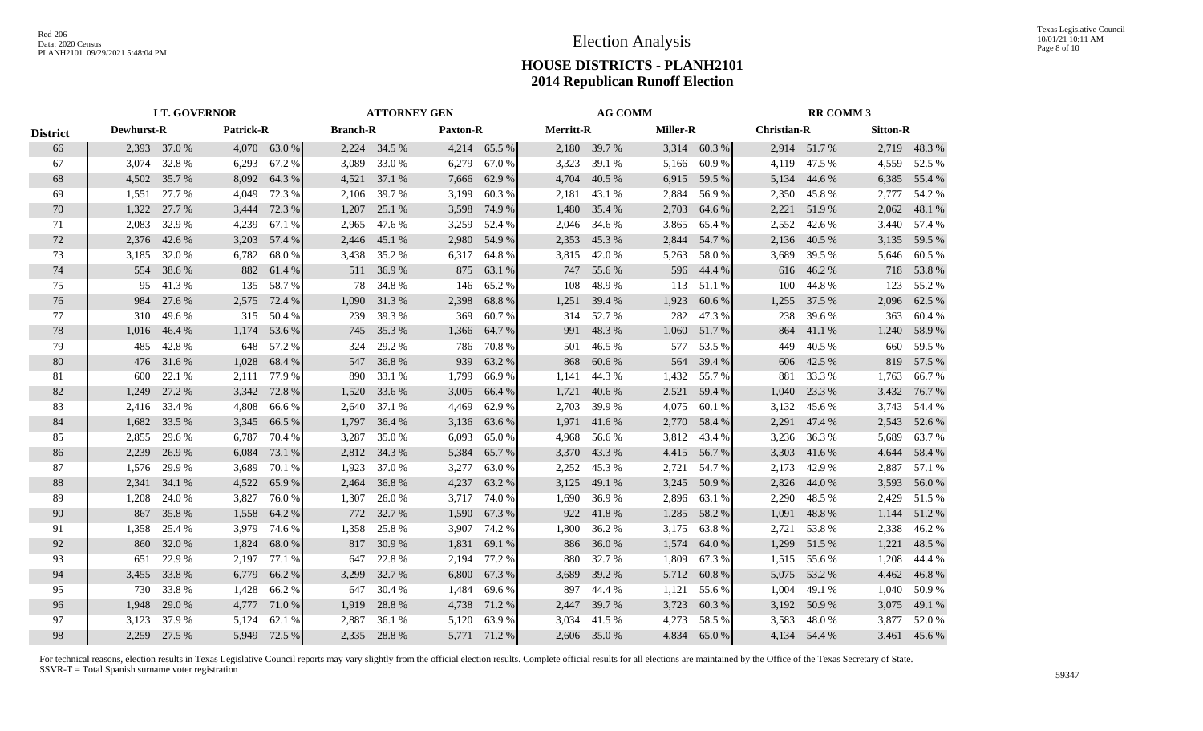# Election Analysis

## HOUSE DISTRICTS - PLANH2101
## 2014 Republican Runoff Election

| | LT. GOVERNOR | | | | ATTORNEY GEN | | | | AG COMM | | | | RR COMM 3 | | | |
|---|---|---|---|---|---|---|---|---|---|---|---|---|---|---|---|---|
| District | Dewhurst-R | | Patrick-R | | Branch-R | | Paxton-R | | Merritt-R | | Miller-R | | Christian-R | | Sitton-R | |
| 66 | 2,393 | 37.0 % | 4,070 | 63.0 % | 2,224 | 34.5 % | 4,214 | 65.5 % | 2,180 | 39.7 % | 3,314 | 60.3 % | 2,914 | 51.7 % | 2,719 | 48.3 % |
| 67 | 3,074 | 32.8 % | 6,293 | 67.2 % | 3,089 | 33.0 % | 6,279 | 67.0 % | 3,323 | 39.1 % | 5,166 | 60.9 % | 4,119 | 47.5 % | 4,559 | 52.5 % |
| 68 | 4,502 | 35.7 % | 8,092 | 64.3 % | 4,521 | 37.1 % | 7,666 | 62.9 % | 4,704 | 40.5 % | 6,915 | 59.5 % | 5,134 | 44.6 % | 6,385 | 55.4 % |
| 69 | 1,551 | 27.7 % | 4,049 | 72.3 % | 2,106 | 39.7 % | 3,199 | 60.3 % | 2,181 | 43.1 % | 2,884 | 56.9 % | 2,350 | 45.8 % | 2,777 | 54.2 % |
| 70 | 1,322 | 27.7 % | 3,444 | 72.3 % | 1,207 | 25.1 % | 3,598 | 74.9 % | 1,480 | 35.4 % | 2,703 | 64.6 % | 2,221 | 51.9 % | 2,062 | 48.1 % |
| 71 | 2,083 | 32.9 % | 4,239 | 67.1 % | 2,965 | 47.6 % | 3,259 | 52.4 % | 2,046 | 34.6 % | 3,865 | 65.4 % | 2,552 | 42.6 % | 3,440 | 57.4 % |
| 72 | 2,376 | 42.6 % | 3,203 | 57.4 % | 2,446 | 45.1 % | 2,980 | 54.9 % | 2,353 | 45.3 % | 2,844 | 54.7 % | 2,136 | 40.5 % | 3,135 | 59.5 % |
| 73 | 3,185 | 32.0 % | 6,782 | 68.0 % | 3,438 | 35.2 % | 6,317 | 64.8 % | 3,815 | 42.0 % | 5,263 | 58.0 % | 3,689 | 39.5 % | 5,646 | 60.5 % |
| 74 | 554 | 38.6 % | 882 | 61.4 % | 511 | 36.9 % | 875 | 63.1 % | 747 | 55.6 % | 596 | 44.4 % | 616 | 46.2 % | 718 | 53.8 % |
| 75 | 95 | 41.3 % | 135 | 58.7 % | 78 | 34.8 % | 146 | 65.2 % | 108 | 48.9 % | 113 | 51.1 % | 100 | 44.8 % | 123 | 55.2 % |
| 76 | 984 | 27.6 % | 2,575 | 72.4 % | 1,090 | 31.3 % | 2,398 | 68.8 % | 1,251 | 39.4 % | 1,923 | 60.6 % | 1,255 | 37.5 % | 2,096 | 62.5 % |
| 77 | 310 | 49.6 % | 315 | 50.4 % | 239 | 39.3 % | 369 | 60.7 % | 314 | 52.7 % | 282 | 47.3 % | 238 | 39.6 % | 363 | 60.4 % |
| 78 | 1,016 | 46.4 % | 1,174 | 53.6 % | 745 | 35.3 % | 1,366 | 64.7 % | 991 | 48.3 % | 1,060 | 51.7 % | 864 | 41.1 % | 1,240 | 58.9 % |
| 79 | 485 | 42.8 % | 648 | 57.2 % | 324 | 29.2 % | 786 | 70.8 % | 501 | 46.5 % | 577 | 53.5 % | 449 | 40.5 % | 660 | 59.5 % |
| 80 | 476 | 31.6 % | 1,028 | 68.4 % | 547 | 36.8 % | 939 | 63.2 % | 868 | 60.6 % | 564 | 39.4 % | 606 | 42.5 % | 819 | 57.5 % |
| 81 | 600 | 22.1 % | 2,111 | 77.9 % | 890 | 33.1 % | 1,799 | 66.9 % | 1,141 | 44.3 % | 1,432 | 55.7 % | 881 | 33.3 % | 1,763 | 66.7 % |
| 82 | 1,249 | 27.2 % | 3,342 | 72.8 % | 1,520 | 33.6 % | 3,005 | 66.4 % | 1,721 | 40.6 % | 2,521 | 59.4 % | 1,040 | 23.3 % | 3,432 | 76.7 % |
| 83 | 2,416 | 33.4 % | 4,808 | 66.6 % | 2,640 | 37.1 % | 4,469 | 62.9 % | 2,703 | 39.9 % | 4,075 | 60.1 % | 3,132 | 45.6 % | 3,743 | 54.4 % |
| 84 | 1,682 | 33.5 % | 3,345 | 66.5 % | 1,797 | 36.4 % | 3,136 | 63.6 % | 1,971 | 41.6 % | 2,770 | 58.4 % | 2,291 | 47.4 % | 2,543 | 52.6 % |
| 85 | 2,855 | 29.6 % | 6,787 | 70.4 % | 3,287 | 35.0 % | 6,093 | 65.0 % | 4,968 | 56.6 % | 3,812 | 43.4 % | 3,236 | 36.3 % | 5,689 | 63.7 % |
| 86 | 2,239 | 26.9 % | 6,084 | 73.1 % | 2,812 | 34.3 % | 5,384 | 65.7 % | 3,370 | 43.3 % | 4,415 | 56.7 % | 3,303 | 41.6 % | 4,644 | 58.4 % |
| 87 | 1,576 | 29.9 % | 3,689 | 70.1 % | 1,923 | 37.0 % | 3,277 | 63.0 % | 2,252 | 45.3 % | 2,721 | 54.7 % | 2,173 | 42.9 % | 2,887 | 57.1 % |
| 88 | 2,341 | 34.1 % | 4,522 | 65.9 % | 2,464 | 36.8 % | 4,237 | 63.2 % | 3,125 | 49.1 % | 3,245 | 50.9 % | 2,826 | 44.0 % | 3,593 | 56.0 % |
| 89 | 1,208 | 24.0 % | 3,827 | 76.0 % | 1,307 | 26.0 % | 3,717 | 74.0 % | 1,690 | 36.9 % | 2,896 | 63.1 % | 2,290 | 48.5 % | 2,429 | 51.5 % |
| 90 | 867 | 35.8 % | 1,558 | 64.2 % | 772 | 32.7 % | 1,590 | 67.3 % | 922 | 41.8 % | 1,285 | 58.2 % | 1,091 | 48.8 % | 1,144 | 51.2 % |
| 91 | 1,358 | 25.4 % | 3,979 | 74.6 % | 1,358 | 25.8 % | 3,907 | 74.2 % | 1,800 | 36.2 % | 3,175 | 63.8 % | 2,721 | 53.8 % | 2,338 | 46.2 % |
| 92 | 860 | 32.0 % | 1,824 | 68.0 % | 817 | 30.9 % | 1,831 | 69.1 % | 886 | 36.0 % | 1,574 | 64.0 % | 1,299 | 51.5 % | 1,221 | 48.5 % |
| 93 | 651 | 22.9 % | 2,197 | 77.1 % | 647 | 22.8 % | 2,194 | 77.2 % | 880 | 32.7 % | 1,809 | 67.3 % | 1,515 | 55.6 % | 1,208 | 44.4 % |
| 94 | 3,455 | 33.8 % | 6,779 | 66.2 % | 3,299 | 32.7 % | 6,800 | 67.3 % | 3,689 | 39.2 % | 5,712 | 60.8 % | 5,075 | 53.2 % | 4,462 | 46.8 % |
| 95 | 730 | 33.8 % | 1,428 | 66.2 % | 647 | 30.4 % | 1,484 | 69.6 % | 897 | 44.4 % | 1,121 | 55.6 % | 1,004 | 49.1 % | 1,040 | 50.9 % |
| 96 | 1,948 | 29.0 % | 4,777 | 71.0 % | 1,919 | 28.8 % | 4,738 | 71.2 % | 2,447 | 39.7 % | 3,723 | 60.3 % | 3,192 | 50.9 % | 3,075 | 49.1 % |
| 97 | 3,123 | 37.9 % | 5,124 | 62.1 % | 2,887 | 36.1 % | 5,120 | 63.9 % | 3,034 | 41.5 % | 4,273 | 58.5 % | 3,583 | 48.0 % | 3,877 | 52.0 % |
| 98 | 2,259 | 27.5 % | 5,949 | 72.5 % | 2,335 | 28.8 % | 5,771 | 71.2 % | 2,606 | 35.0 % | 4,834 | 65.0 % | 4,134 | 54.4 % | 3,461 | 45.6 % |

For technical reasons, election results in Texas Legislative Council reports may vary slightly from the official election results. Complete official results for all elections are maintained by the Office of the Texas Secretary of State.
SSVR-T = Total Spanish surname voter registration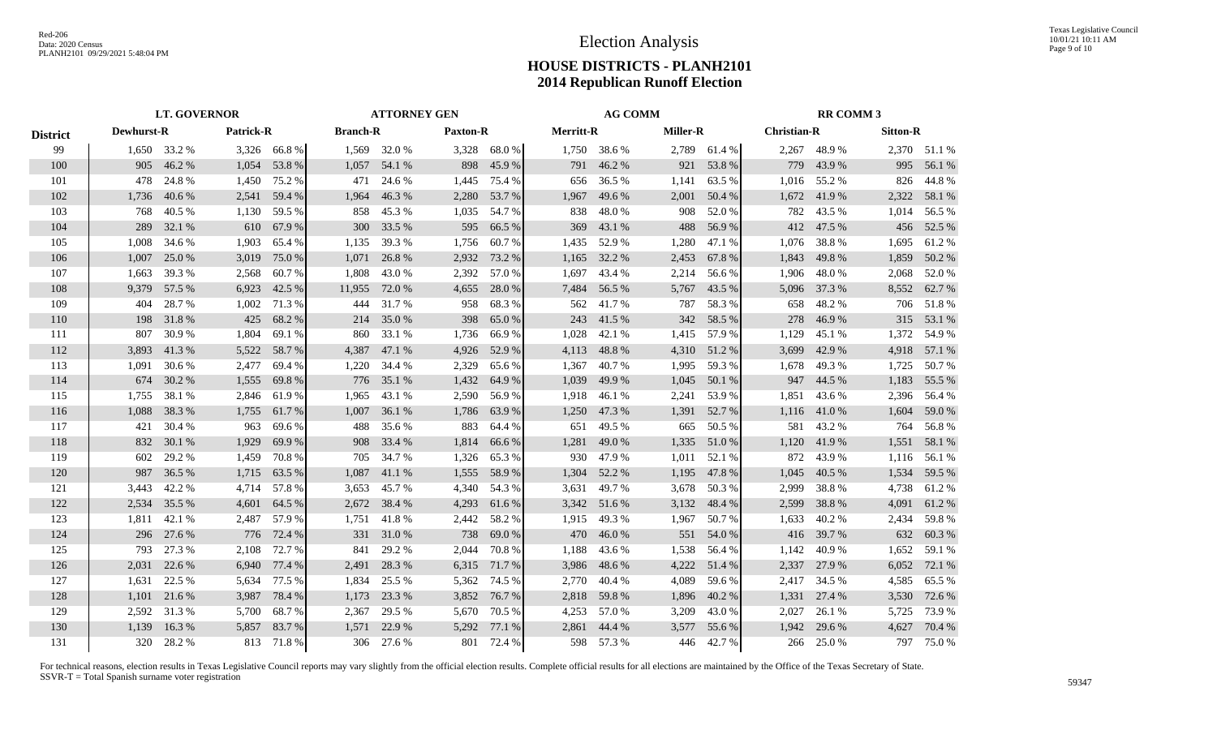# Election Analysis

## HOUSE DISTRICTS - PLANH2101
## 2014 Republican Runoff Election

| District | LT. GOVERNOR | | | | ATTORNEY GEN | | | | AG COMM | | | | RR COMM 3 | | | |
|---|---|---|---|---|---|---|---|---|---|---|---|---|---|---|---|---|
| | Dewhurst-R | | Patrick-R | | Branch-R | | Paxton-R | | Merritt-R | | Miller-R | | Christian-R | | Sitton-R | |
| 99 | 1,650 | 33.2 % | 3,326 | 66.8 % | 1,569 | 32.0 % | 3,328 | 68.0 % | 1,750 | 38.6 % | 2,789 | 61.4 % | 2,267 | 48.9 % | 2,370 | 51.1 % |
| 100 | 905 | 46.2 % | 1,054 | 53.8 % | 1,057 | 54.1 % | 898 | 45.9 % | 791 | 46.2 % | 921 | 53.8 % | 779 | 43.9 % | 995 | 56.1 % |
| 101 | 478 | 24.8 % | 1,450 | 75.2 % | 471 | 24.6 % | 1,445 | 75.4 % | 656 | 36.5 % | 1,141 | 63.5 % | 1,016 | 55.2 % | 826 | 44.8 % |
| 102 | 1,736 | 40.6 % | 2,541 | 59.4 % | 1,964 | 46.3 % | 2,280 | 53.7 % | 1,967 | 49.6 % | 2,001 | 50.4 % | 1,672 | 41.9 % | 2,322 | 58.1 % |
| 103 | 768 | 40.5 % | 1,130 | 59.5 % | 858 | 45.3 % | 1,035 | 54.7 % | 838 | 48.0 % | 908 | 52.0 % | 782 | 43.5 % | 1,014 | 56.5 % |
| 104 | 289 | 32.1 % | 610 | 67.9 % | 300 | 33.5 % | 595 | 66.5 % | 369 | 43.1 % | 488 | 56.9 % | 412 | 47.5 % | 456 | 52.5 % |
| 105 | 1,008 | 34.6 % | 1,903 | 65.4 % | 1,135 | 39.3 % | 1,756 | 60.7 % | 1,435 | 52.9 % | 1,280 | 47.1 % | 1,076 | 38.8 % | 1,695 | 61.2 % |
| 106 | 1,007 | 25.0 % | 3,019 | 75.0 % | 1,071 | 26.8 % | 2,932 | 73.2 % | 1,165 | 32.2 % | 2,453 | 67.8 % | 1,843 | 49.8 % | 1,859 | 50.2 % |
| 107 | 1,663 | 39.3 % | 2,568 | 60.7 % | 1,808 | 43.0 % | 2,392 | 57.0 % | 1,697 | 43.4 % | 2,214 | 56.6 % | 1,906 | 48.0 % | 2,068 | 52.0 % |
| 108 | 9,379 | 57.5 % | 6,923 | 42.5 % | 11,955 | 72.0 % | 4,655 | 28.0 % | 7,484 | 56.5 % | 5,767 | 43.5 % | 5,096 | 37.3 % | 8,552 | 62.7 % |
| 109 | 404 | 28.7 % | 1,002 | 71.3 % | 444 | 31.7 % | 958 | 68.3 % | 562 | 41.7 % | 787 | 58.3 % | 658 | 48.2 % | 706 | 51.8 % |
| 110 | 198 | 31.8 % | 425 | 68.2 % | 214 | 35.0 % | 398 | 65.0 % | 243 | 41.5 % | 342 | 58.5 % | 278 | 46.9 % | 315 | 53.1 % |
| 111 | 807 | 30.9 % | 1,804 | 69.1 % | 860 | 33.1 % | 1,736 | 66.9 % | 1,028 | 42.1 % | 1,415 | 57.9 % | 1,129 | 45.1 % | 1,372 | 54.9 % |
| 112 | 3,893 | 41.3 % | 5,522 | 58.7 % | 4,387 | 47.1 % | 4,926 | 52.9 % | 4,113 | 48.8 % | 4,310 | 51.2 % | 3,699 | 42.9 % | 4,918 | 57.1 % |
| 113 | 1,091 | 30.6 % | 2,477 | 69.4 % | 1,220 | 34.4 % | 2,329 | 65.6 % | 1,367 | 40.7 % | 1,995 | 59.3 % | 1,678 | 49.3 % | 1,725 | 50.7 % |
| 114 | 674 | 30.2 % | 1,555 | 69.8 % | 776 | 35.1 % | 1,432 | 64.9 % | 1,039 | 49.9 % | 1,045 | 50.1 % | 947 | 44.5 % | 1,183 | 55.5 % |
| 115 | 1,755 | 38.1 % | 2,846 | 61.9 % | 1,965 | 43.1 % | 2,590 | 56.9 % | 1,918 | 46.1 % | 2,241 | 53.9 % | 1,851 | 43.6 % | 2,396 | 56.4 % |
| 116 | 1,088 | 38.3 % | 1,755 | 61.7 % | 1,007 | 36.1 % | 1,786 | 63.9 % | 1,250 | 47.3 % | 1,391 | 52.7 % | 1,116 | 41.0 % | 1,604 | 59.0 % |
| 117 | 421 | 30.4 % | 963 | 69.6 % | 488 | 35.6 % | 883 | 64.4 % | 651 | 49.5 % | 665 | 50.5 % | 581 | 43.2 % | 764 | 56.8 % |
| 118 | 832 | 30.1 % | 1,929 | 69.9 % | 908 | 33.4 % | 1,814 | 66.6 % | 1,281 | 49.0 % | 1,335 | 51.0 % | 1,120 | 41.9 % | 1,551 | 58.1 % |
| 119 | 602 | 29.2 % | 1,459 | 70.8 % | 705 | 34.7 % | 1,326 | 65.3 % | 930 | 47.9 % | 1,011 | 52.1 % | 872 | 43.9 % | 1,116 | 56.1 % |
| 120 | 987 | 36.5 % | 1,715 | 63.5 % | 1,087 | 41.1 % | 1,555 | 58.9 % | 1,304 | 52.2 % | 1,195 | 47.8 % | 1,045 | 40.5 % | 1,534 | 59.5 % |
| 121 | 3,443 | 42.2 % | 4,714 | 57.8 % | 3,653 | 45.7 % | 4,340 | 54.3 % | 3,631 | 49.7 % | 3,678 | 50.3 % | 2,999 | 38.8 % | 4,738 | 61.2 % |
| 122 | 2,534 | 35.5 % | 4,601 | 64.5 % | 2,672 | 38.4 % | 4,293 | 61.6 % | 3,342 | 51.6 % | 3,132 | 48.4 % | 2,599 | 38.8 % | 4,091 | 61.2 % |
| 123 | 1,811 | 42.1 % | 2,487 | 57.9 % | 1,751 | 41.8 % | 2,442 | 58.2 % | 1,915 | 49.3 % | 1,967 | 50.7 % | 1,633 | 40.2 % | 2,434 | 59.8 % |
| 124 | 296 | 27.6 % | 776 | 72.4 % | 331 | 31.0 % | 738 | 69.0 % | 470 | 46.0 % | 551 | 54.0 % | 416 | 39.7 % | 632 | 60.3 % |
| 125 | 793 | 27.3 % | 2,108 | 72.7 % | 841 | 29.2 % | 2,044 | 70.8 % | 1,188 | 43.6 % | 1,538 | 56.4 % | 1,142 | 40.9 % | 1,652 | 59.1 % |
| 126 | 2,031 | 22.6 % | 6,940 | 77.4 % | 2,491 | 28.3 % | 6,315 | 71.7 % | 3,986 | 48.6 % | 4,222 | 51.4 % | 2,337 | 27.9 % | 6,052 | 72.1 % |
| 127 | 1,631 | 22.5 % | 5,634 | 77.5 % | 1,834 | 25.5 % | 5,362 | 74.5 % | 2,770 | 40.4 % | 4,089 | 59.6 % | 2,417 | 34.5 % | 4,585 | 65.5 % |
| 128 | 1,101 | 21.6 % | 3,987 | 78.4 % | 1,173 | 23.3 % | 3,852 | 76.7 % | 2,818 | 59.8 % | 1,896 | 40.2 % | 1,331 | 27.4 % | 3,530 | 72.6 % |
| 129 | 2,592 | 31.3 % | 5,700 | 68.7 % | 2,367 | 29.5 % | 5,670 | 70.5 % | 4,253 | 57.0 % | 3,209 | 43.0 % | 2,027 | 26.1 % | 5,725 | 73.9 % |
| 130 | 1,139 | 16.3 % | 5,857 | 83.7 % | 1,571 | 22.9 % | 5,292 | 77.1 % | 2,861 | 44.4 % | 3,577 | 55.6 % | 1,942 | 29.6 % | 4,627 | 70.4 % |
| 131 | 320 | 28.2 % | 813 | 71.8 % | 306 | 27.6 % | 801 | 72.4 % | 598 | 57.3 % | 446 | 42.7 % | 266 | 25.0 % | 797 | 75.0 % |

For technical reasons, election results in Texas Legislative Council reports may vary slightly from the official election results. Complete official results for all elections are maintained by the Office of the Texas Secretary of State.
SSVR-T = Total Spanish surname voter registration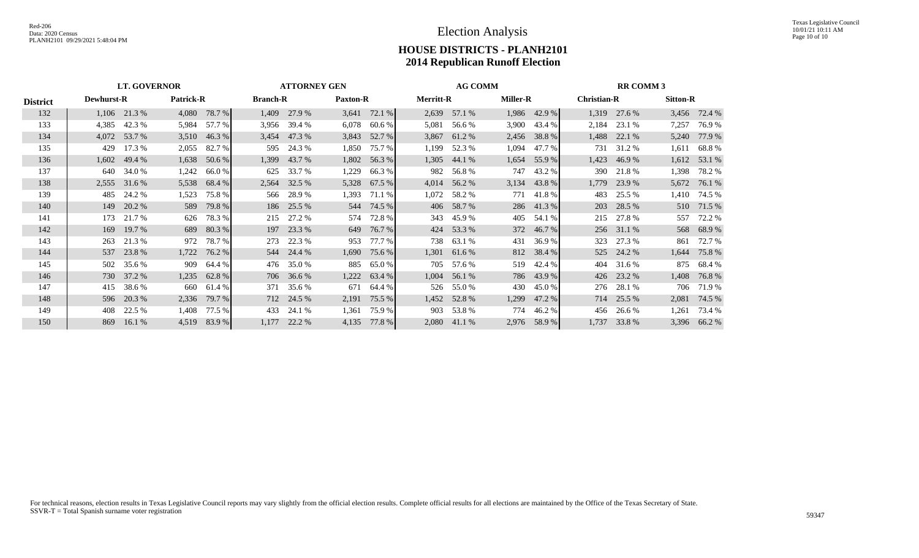# Election Analysis

## HOUSE DISTRICTS - PLANH2101
## 2014 Republican Runoff Election

| | LT. GOVERNOR | | | | ATTORNEY GEN | | | | AG COMM | | | | RR COMM 3 | | | |
|---|---|---|---|---|---|---|---|---|---|---|---|---|---|---|---|---|
| District | Dewhurst-R | | Patrick-R | | Branch-R | | Paxton-R | | Merritt-R | | Miller-R | | Christian-R | | Sitton-R | |
| 132 | 1,106 | 21.3 % | 4,080 | 78.7 % | 1,409 | 27.9 % | 3,641 | 72.1 % | 2,639 | 57.1 % | 1,986 | 42.9 % | 1,319 | 27.6 % | 3,456 | 72.4 % |
| 133 | 4,385 | 42.3 % | 5,984 | 57.7 % | 3,956 | 39.4 % | 6,078 | 60.6 % | 5,081 | 56.6 % | 3,900 | 43.4 % | 2,184 | 23.1 % | 7,257 | 76.9 % |
| 134 | 4,072 | 53.7 % | 3,510 | 46.3 % | 3,454 | 47.3 % | 3,843 | 52.7 % | 3,867 | 61.2 % | 2,456 | 38.8 % | 1,488 | 22.1 % | 5,240 | 77.9 % |
| 135 | 429 | 17.3 % | 2,055 | 82.7 % | 595 | 24.3 % | 1,850 | 75.7 % | 1,199 | 52.3 % | 1,094 | 47.7 % | 731 | 31.2 % | 1,611 | 68.8 % |
| 136 | 1,602 | 49.4 % | 1,638 | 50.6 % | 1,399 | 43.7 % | 1,802 | 56.3 % | 1,305 | 44.1 % | 1,654 | 55.9 % | 1,423 | 46.9 % | 1,612 | 53.1 % |
| 137 | 640 | 34.0 % | 1,242 | 66.0 % | 625 | 33.7 % | 1,229 | 66.3 % | 982 | 56.8 % | 747 | 43.2 % | 390 | 21.8 % | 1,398 | 78.2 % |
| 138 | 2,555 | 31.6 % | 5,538 | 68.4 % | 2,564 | 32.5 % | 5,328 | 67.5 % | 4,014 | 56.2 % | 3,134 | 43.8 % | 1,779 | 23.9 % | 5,672 | 76.1 % |
| 139 | 485 | 24.2 % | 1,523 | 75.8 % | 566 | 28.9 % | 1,393 | 71.1 % | 1,072 | 58.2 % | 771 | 41.8 % | 483 | 25.5 % | 1,410 | 74.5 % |
| 140 | 149 | 20.2 % | 589 | 79.8 % | 186 | 25.5 % | 544 | 74.5 % | 406 | 58.7 % | 286 | 41.3 % | 203 | 28.5 % | 510 | 71.5 % |
| 141 | 173 | 21.7 % | 626 | 78.3 % | 215 | 27.2 % | 574 | 72.8 % | 343 | 45.9 % | 405 | 54.1 % | 215 | 27.8 % | 557 | 72.2 % |
| 142 | 169 | 19.7 % | 689 | 80.3 % | 197 | 23.3 % | 649 | 76.7 % | 424 | 53.3 % | 372 | 46.7 % | 256 | 31.1 % | 568 | 68.9 % |
| 143 | 263 | 21.3 % | 972 | 78.7 % | 273 | 22.3 % | 953 | 77.7 % | 738 | 63.1 % | 431 | 36.9 % | 323 | 27.3 % | 861 | 72.7 % |
| 144 | 537 | 23.8 % | 1,722 | 76.2 % | 544 | 24.4 % | 1,690 | 75.6 % | 1,301 | 61.6 % | 812 | 38.4 % | 525 | 24.2 % | 1,644 | 75.8 % |
| 145 | 502 | 35.6 % | 909 | 64.4 % | 476 | 35.0 % | 885 | 65.0 % | 705 | 57.6 % | 519 | 42.4 % | 404 | 31.6 % | 875 | 68.4 % |
| 146 | 730 | 37.2 % | 1,235 | 62.8 % | 706 | 36.6 % | 1,222 | 63.4 % | 1,004 | 56.1 % | 786 | 43.9 % | 426 | 23.2 % | 1,408 | 76.8 % |
| 147 | 415 | 38.6 % | 660 | 61.4 % | 371 | 35.6 % | 671 | 64.4 % | 526 | 55.0 % | 430 | 45.0 % | 276 | 28.1 % | 706 | 71.9 % |
| 148 | 596 | 20.3 % | 2,336 | 79.7 % | 712 | 24.5 % | 2,191 | 75.5 % | 1,452 | 52.8 % | 1,299 | 47.2 % | 714 | 25.5 % | 2,081 | 74.5 % |
| 149 | 408 | 22.5 % | 1,408 | 77.5 % | 433 | 24.1 % | 1,361 | 75.9 % | 903 | 53.8 % | 774 | 46.2 % | 456 | 26.6 % | 1,261 | 73.4 % |
| 150 | 869 | 16.1 % | 4,519 | 83.9 % | 1,177 | 22.2 % | 4,135 | 77.8 % | 2,080 | 41.1 % | 2,976 | 58.9 % | 1,737 | 33.8 % | 3,396 | 66.2 % |

For technical reasons, election results in Texas Legislative Council reports may vary slightly from the official election results. Complete official results for all elections are maintained by the Office of the Texas Secretary of State.
SSVR-T = Total Spanish surname voter registration